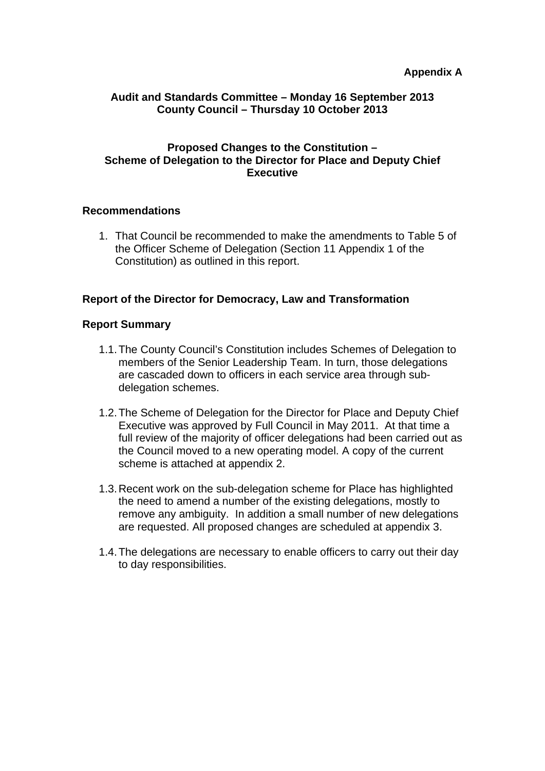**Appendix A**

**Audit and Standards Committee – Monday 16 September 2013**
**County Council – Thursday 10 October 2013**

## Proposed Changes to the Constitution – Scheme of Delegation to the Director for Place and Deputy Chief Executive

### Recommendations

1. That Council be recommended to make the amendments to Table 5 of the Officer Scheme of Delegation (Section 11 Appendix 1 of the Constitution) as outlined in this report.

### Report of the Director for Democracy, Law and Transformation

### Report Summary

1.1. The County Council's Constitution includes Schemes of Delegation to members of the Senior Leadership Team. In turn, those delegations are cascaded down to officers in each service area through sub-delegation schemes.

1.2. The Scheme of Delegation for the Director for Place and Deputy Chief Executive was approved by Full Council in May 2011. At that time a full review of the majority of officer delegations had been carried out as the Council moved to a new operating model. A copy of the current scheme is attached at appendix 2.

1.3. Recent work on the sub-delegation scheme for Place has highlighted the need to amend a number of the existing delegations, mostly to remove any ambiguity. In addition a small number of new delegations are requested. All proposed changes are scheduled at appendix 3.

1.4. The delegations are necessary to enable officers to carry out their day to day responsibilities.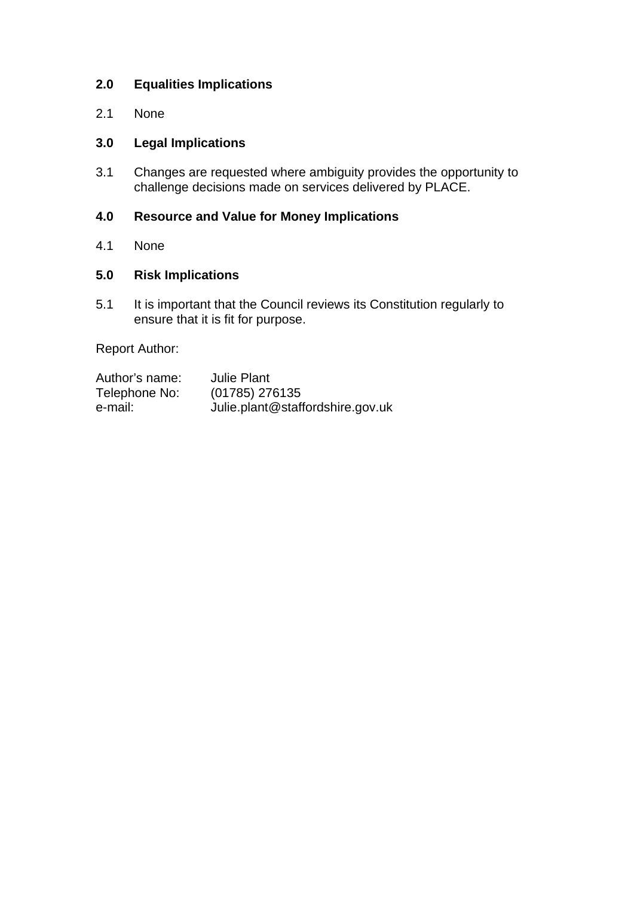## 2.0 Equalities Implications

2.1 None

## 3.0 Legal Implications

3.1 Changes are requested where ambiguity provides the opportunity to challenge decisions made on services delivered by PLACE.

## 4.0 Resource and Value for Money Implications

4.1 None

## 5.0 Risk Implications

5.1 It is important that the Council reviews its Constitution regularly to ensure that it is fit for purpose.

Report Author:

Author's name: Julie Plant
Telephone No: (01785) 276135
e-mail: Julie.plant@staffordshire.gov.uk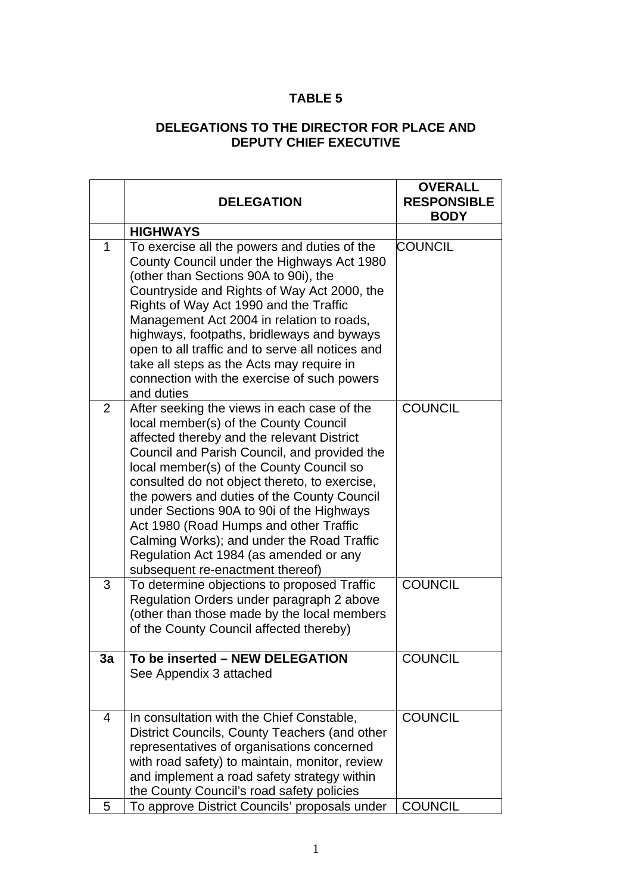## TABLE 5

## DELEGATIONS TO THE DIRECTOR FOR PLACE AND DEPUTY CHIEF EXECUTIVE

| | DELEGATION | OVERALL RESPONSIBLE BODY |
|---|---|---|
| | **HIGHWAYS** | |
| 1 | To exercise all the powers and duties of the County Council under the Highways Act 1980 (other than Sections 90A to 90i), the Countryside and Rights of Way Act 2000, the Rights of Way Act 1990 and the Traffic Management Act 2004 in relation to roads, highways, footpaths, bridleways and byways open to all traffic and to serve all notices and take all steps as the Acts may require in connection with the exercise of such powers and duties | COUNCIL |
| 2 | After seeking the views in each case of the local member(s) of the County Council affected thereby and the relevant District Council and Parish Council, and provided the local member(s) of the County Council so consulted do not object thereto, to exercise, the powers and duties of the County Council under Sections 90A to 90i of the Highways Act 1980 (Road Humps and other Traffic Calming Works); and under the Road Traffic Regulation Act 1984 (as amended or any subsequent re-enactment thereof) | COUNCIL |
| 3 | To determine objections to proposed Traffic Regulation Orders under paragraph 2 above (other than those made by the local members of the County Council affected thereby) | COUNCIL |
| **3a** | **To be inserted – NEW DELEGATION** See Appendix 3 attached | COUNCIL |
| 4 | In consultation with the Chief Constable, District Councils, County Teachers (and other representatives of organisations concerned with road safety) to maintain, monitor, review and implement a road safety strategy within the County Council's road safety policies | COUNCIL |
| 5 | To approve District Councils' proposals under | COUNCIL |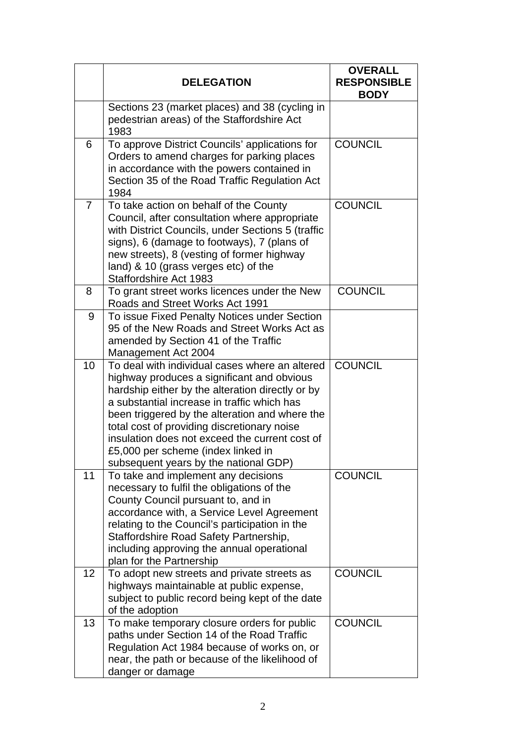| | DELEGATION | OVERALL RESPONSIBLE BODY |
|---|---|---|
| | Sections 23 (market places) and 38 (cycling in pedestrian areas) of the Staffordshire Act 1983 | |
| 6 | To approve District Councils' applications for Orders to amend charges for parking places in accordance with the powers contained in Section 35 of the Road Traffic Regulation Act 1984 | COUNCIL |
| 7 | To take action on behalf of the County Council, after consultation where appropriate with District Councils, under Sections 5 (traffic signs), 6 (damage to footways), 7 (plans of new streets), 8 (vesting of former highway land) & 10 (grass verges etc) of the Staffordshire Act 1983 | COUNCIL |
| 8 | To grant street works licences under the New Roads and Street Works Act 1991 | COUNCIL |
| 9 | To issue Fixed Penalty Notices under Section 95 of the New Roads and Street Works Act as amended by Section 41 of the Traffic Management Act 2004 | |
| 10 | To deal with individual cases where an altered highway produces a significant and obvious hardship either by the alteration directly or by a substantial increase in traffic which has been triggered by the alteration and where the total cost of providing discretionary noise insulation does not exceed the current cost of £5,000 per scheme (index linked in subsequent years by the national GDP) | COUNCIL |
| 11 | To take and implement any decisions necessary to fulfil the obligations of the County Council pursuant to, and in accordance with, a Service Level Agreement relating to the Council's participation in the Staffordshire Road Safety Partnership, including approving the annual operational plan for the Partnership | COUNCIL |
| 12 | To adopt new streets and private streets as highways maintainable at public expense, subject to public record being kept of the date of the adoption | COUNCIL |
| 13 | To make temporary closure orders for public paths under Section 14 of the Road Traffic Regulation Act 1984 because of works on, or near, the path or because of the likelihood of danger or damage | COUNCIL |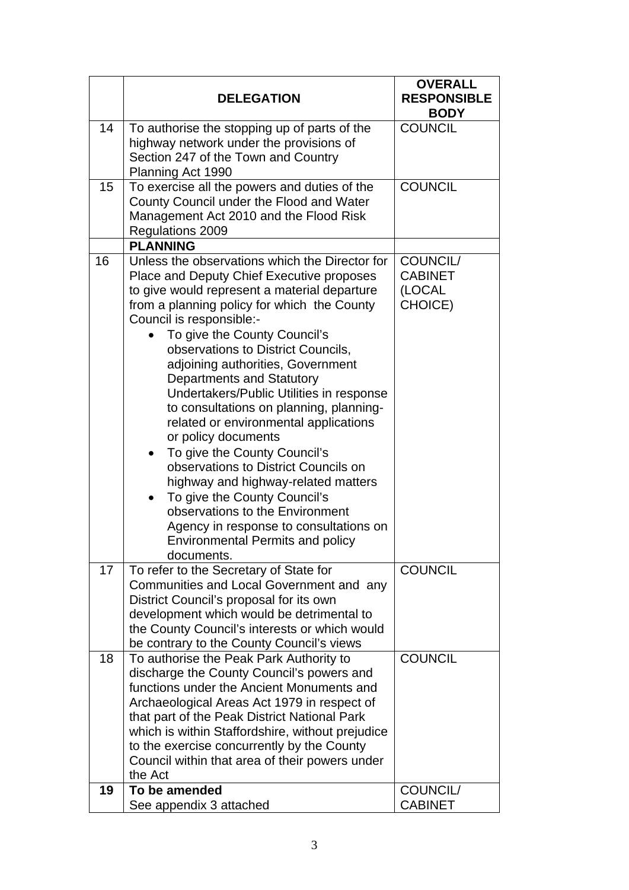| | **DELEGATION** | **OVERALL RESPONSIBLE BODY** |
|---|---|---|
| 14 | To authorise the stopping up of parts of the highway network under the provisions of Section 247 of the Town and Country Planning Act 1990 | COUNCIL |
| 15 | To exercise all the powers and duties of the County Council under the Flood and Water Management Act 2010 and the Flood Risk Regulations 2009 | COUNCIL |
| | **PLANNING** | |
| 16 | Unless the observations which the Director for Place and Deputy Chief Executive proposes to give would represent a material departure from a planning policy for which the County Council is responsible:-<br>• To give the County Council's observations to District Councils, adjoining authorities, Government Departments and Statutory Undertakers/Public Utilities in response to consultations on planning, planning-related or environmental applications or policy documents<br>• To give the County Council's observations to District Councils on highway and highway-related matters<br>• To give the County Council's observations to the Environment Agency in response to consultations on Environmental Permits and policy documents. | COUNCIL/ CABINET (LOCAL CHOICE) |
| 17 | To refer to the Secretary of State for Communities and Local Government and any District Council's proposal for its own development which would be detrimental to the County Council's interests or which would be contrary to the County Council's views | COUNCIL |
| 18 | To authorise the Peak Park Authority to discharge the County Council's powers and functions under the Ancient Monuments and Archaeological Areas Act 1979 in respect of that part of the Peak District National Park which is within Staffordshire, without prejudice to the exercise concurrently by the County Council within that area of their powers under the Act | COUNCIL |
| **19** | **To be amended**<br>See appendix 3 attached | COUNCIL/ CABINET |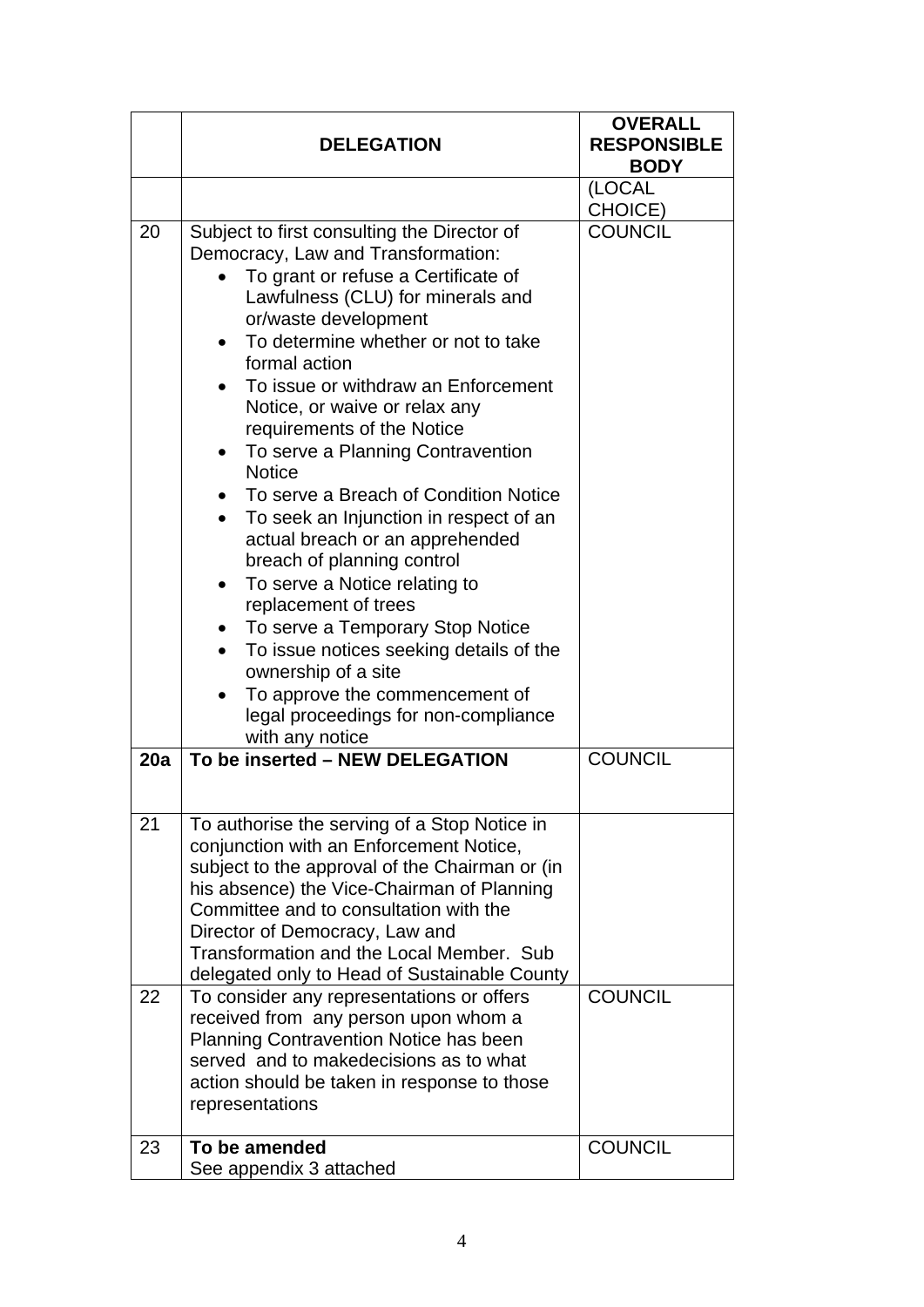| | DELEGATION | OVERALL RESPONSIBLE BODY |
|---|---|---|
| | | (LOCAL CHOICE) |
| 20 | Subject to first consulting the Director of Democracy, Law and Transformation:<br>• To grant or refuse a Certificate of Lawfulness (CLU) for minerals and or/waste development<br>• To determine whether or not to take formal action<br>• To issue or withdraw an Enforcement Notice, or waive or relax any requirements of the Notice<br>• To serve a Planning Contravention Notice<br>• To serve a Breach of Condition Notice<br>• To seek an Injunction in respect of an actual breach or an apprehended breach of planning control<br>• To serve a Notice relating to replacement of trees<br>• To serve a Temporary Stop Notice<br>• To issue notices seeking details of the ownership of a site<br>• To approve the commencement of legal proceedings for non-compliance with any notice | COUNCIL |
| **20a** | **To be inserted – NEW DELEGATION** | COUNCIL |
| 21 | To authorise the serving of a Stop Notice in conjunction with an Enforcement Notice, subject to the approval of the Chairman or (in his absence) the Vice-Chairman of Planning Committee and to consultation with the Director of Democracy, Law and Transformation and the Local Member. Sub delegated only to Head of Sustainable County | |
| 22 | To consider any representations or offers received from any person upon whom a Planning Contravention Notice has been served and to makedecisions as to what action should be taken in response to those representations | COUNCIL |
| 23 | **To be amended**<br>See appendix 3 attached | COUNCIL |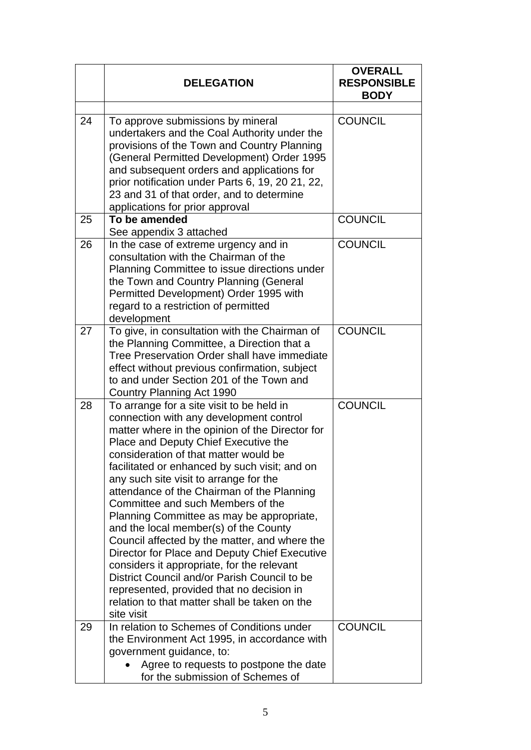| | **DELEGATION** | **OVERALL RESPONSIBLE BODY** |
|---|---|---|
| | | |
| 24 | To approve submissions by mineral undertakers and the Coal Authority under the provisions of the Town and Country Planning (General Permitted Development) Order 1995 and subsequent orders and applications for prior notification under Parts 6, 19, 20 21, 22, 23 and 31 of that order, and to determine applications for prior approval | COUNCIL |
| 25 | **To be amended** See appendix 3 attached | COUNCIL |
| 26 | In the case of extreme urgency and in consultation with the Chairman of the Planning Committee to issue directions under the Town and Country Planning (General Permitted Development) Order 1995 with regard to a restriction of permitted development | COUNCIL |
| 27 | To give, in consultation with the Chairman of the Planning Committee, a Direction that a Tree Preservation Order shall have immediate effect without previous confirmation, subject to and under Section 201 of the Town and Country Planning Act 1990 | COUNCIL |
| 28 | To arrange for a site visit to be held in connection with any development control matter where in the opinion of the Director for Place and Deputy Chief Executive the consideration of that matter would be facilitated or enhanced by such visit; and on any such site visit to arrange for the attendance of the Chairman of the Planning Committee and such Members of the Planning Committee as may be appropriate, and the local member(s) of the County Council affected by the matter, and where the Director for Place and Deputy Chief Executive considers it appropriate, for the relevant District Council and/or Parish Council to be represented, provided that no decision in relation to that matter shall be taken on the site visit | COUNCIL |
| 29 | In relation to Schemes of Conditions under the Environment Act 1995, in accordance with government guidance, to: <br>• Agree to requests to postpone the date for the submission of Schemes of | COUNCIL |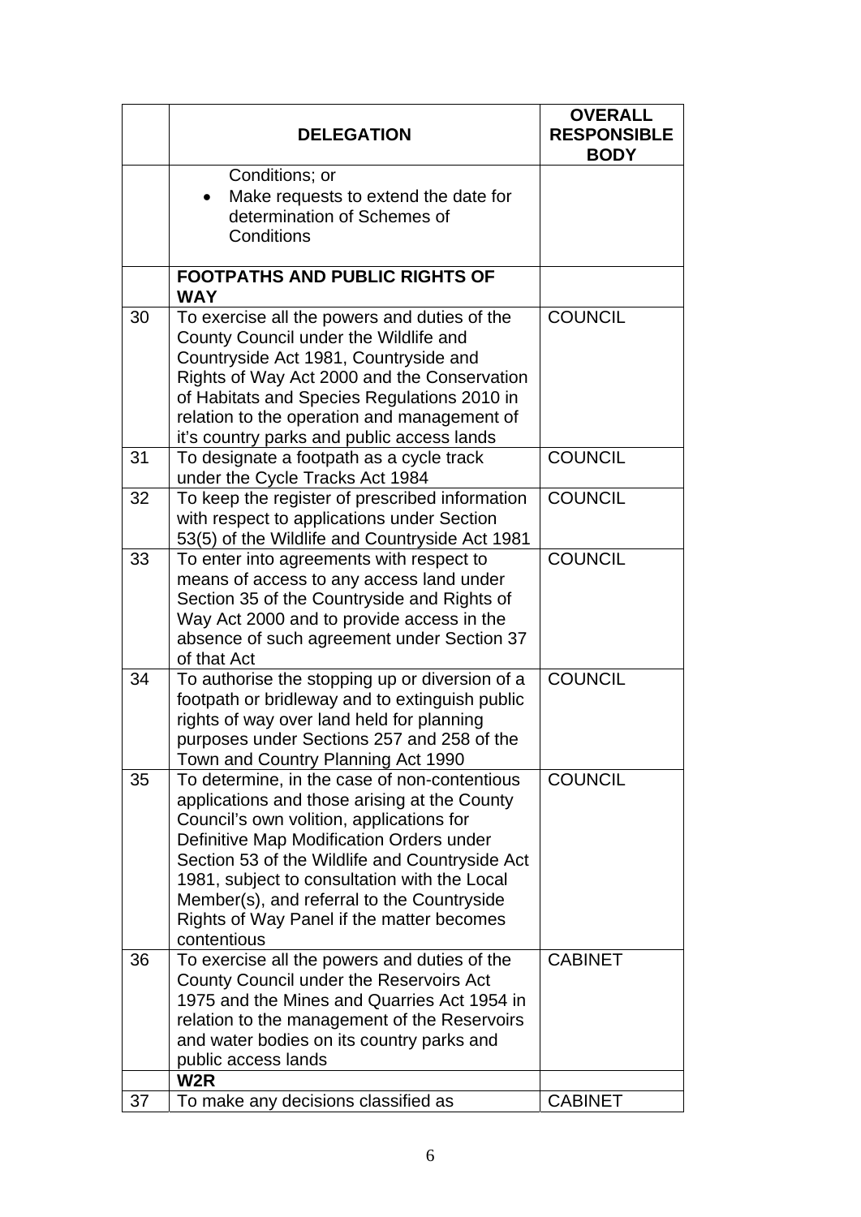| | DELEGATION | OVERALL RESPONSIBLE BODY |
|---|---|---|
| | Conditions; or<br>• Make requests to extend the date for determination of Schemes of Conditions | |
| | **FOOTPATHS AND PUBLIC RIGHTS OF WAY** | |
| 30 | To exercise all the powers and duties of the County Council under the Wildlife and Countryside Act 1981, Countryside and Rights of Way Act 2000 and the Conservation of Habitats and Species Regulations 2010 in relation to the operation and management of it's country parks and public access lands | COUNCIL |
| 31 | To designate a footpath as a cycle track under the Cycle Tracks Act 1984 | COUNCIL |
| 32 | To keep the register of prescribed information with respect to applications under Section 53(5) of the Wildlife and Countryside Act 1981 | COUNCIL |
| 33 | To enter into agreements with respect to means of access to any access land under Section 35 of the Countryside and Rights of Way Act 2000 and to provide access in the absence of such agreement under Section 37 of that Act | COUNCIL |
| 34 | To authorise the stopping up or diversion of a footpath or bridleway and to extinguish public rights of way over land held for planning purposes under Sections 257 and 258 of the Town and Country Planning Act 1990 | COUNCIL |
| 35 | To determine, in the case of non-contentious applications and those arising at the County Council's own volition, applications for Definitive Map Modification Orders under Section 53 of the Wildlife and Countryside Act 1981, subject to consultation with the Local Member(s), and referral to the Countryside Rights of Way Panel if the matter becomes contentious | COUNCIL |
| 36 | To exercise all the powers and duties of the County Council under the Reservoirs Act 1975 and the Mines and Quarries Act 1954 in relation to the management of the Reservoirs and water bodies on its country parks and public access lands | CABINET |
| | **W2R** | |
| 37 | To make any decisions classified as | CABINET |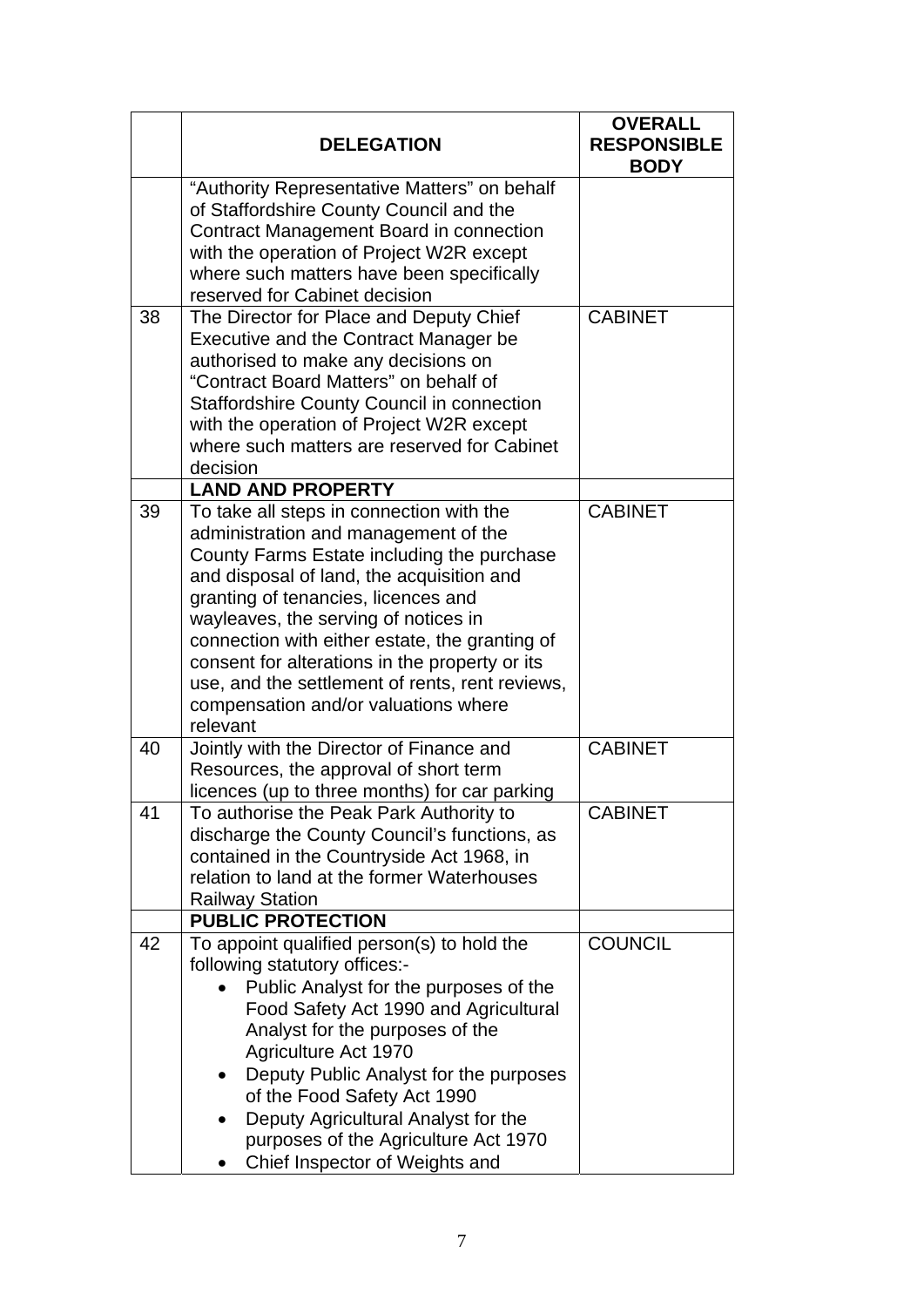| | DELEGATION | OVERALL RESPONSIBLE BODY |
|---|---|---|
| | "Authority Representative Matters" on behalf of Staffordshire County Council and the Contract Management Board in connection with the operation of Project W2R except where such matters have been specifically reserved for Cabinet decision | |
| 38 | The Director for Place and Deputy Chief Executive and the Contract Manager be authorised to make any decisions on "Contract Board Matters" on behalf of Staffordshire County Council in connection with the operation of Project W2R except where such matters are reserved for Cabinet decision | CABINET |
| | **LAND AND PROPERTY** | |
| 39 | To take all steps in connection with the administration and management of the County Farms Estate including the purchase and disposal of land, the acquisition and granting of tenancies, licences and wayleaves, the serving of notices in connection with either estate, the granting of consent for alterations in the property or its use, and the settlement of rents, rent reviews, compensation and/or valuations where relevant | CABINET |
| 40 | Jointly with the Director of Finance and Resources, the approval of short term licences (up to three months) for car parking | CABINET |
| 41 | To authorise the Peak Park Authority to discharge the County Council's functions, as contained in the Countryside Act 1968, in relation to land at the former Waterhouses Railway Station | CABINET |
| | **PUBLIC PROTECTION** | |
| 42 | To appoint qualified person(s) to hold the following statutory offices:-<br>• Public Analyst for the purposes of the Food Safety Act 1990 and Agricultural Analyst for the purposes of the Agriculture Act 1970<br>• Deputy Public Analyst for the purposes of the Food Safety Act 1990<br>• Deputy Agricultural Analyst for the purposes of the Agriculture Act 1970<br>• Chief Inspector of Weights and | COUNCIL |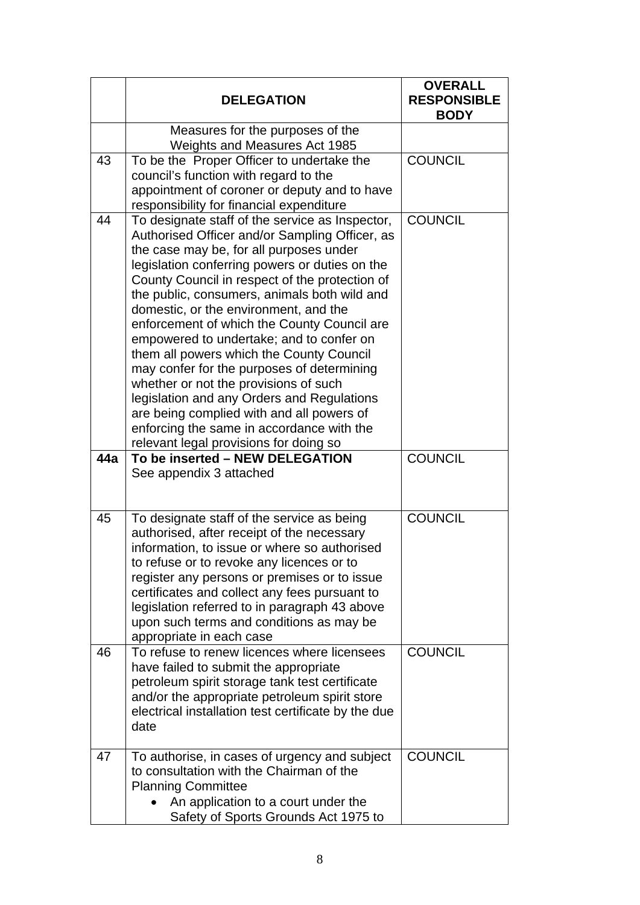|  | DELEGATION | OVERALL RESPONSIBLE BODY |
|---|---|---|
|  | Measures for the purposes of the Weights and Measures Act 1985 |  |
| 43 | To be the Proper Officer to undertake the council's function with regard to the appointment of coroner or deputy and to have responsibility for financial expenditure | COUNCIL |
| 44 | To designate staff of the service as Inspector, Authorised Officer and/or Sampling Officer, as the case may be, for all purposes under legislation conferring powers or duties on the County Council in respect of the protection of the public, consumers, animals both wild and domestic, or the environment, and the enforcement of which the County Council are empowered to undertake; and to confer on them all powers which the County Council may confer for the purposes of determining whether or not the provisions of such legislation and any Orders and Regulations are being complied with and all powers of enforcing the same in accordance with the relevant legal provisions for doing so | COUNCIL |
| **44a** | **To be inserted – NEW DELEGATION** See appendix 3 attached | COUNCIL |
| 45 | To designate staff of the service as being authorised, after receipt of the necessary information, to issue or where so authorised to refuse or to revoke any licences or to register any persons or premises or to issue certificates and collect any fees pursuant to legislation referred to in paragraph 43 above upon such terms and conditions as may be appropriate in each case | COUNCIL |
| 46 | To refuse to renew licences where licensees have failed to submit the appropriate petroleum spirit storage tank test certificate and/or the appropriate petroleum spirit store electrical installation test certificate by the due date | COUNCIL |
| 47 | To authorise, in cases of urgency and subject to consultation with the Chairman of the Planning Committee<br>• An application to a court under the Safety of Sports Grounds Act 1975 to | COUNCIL |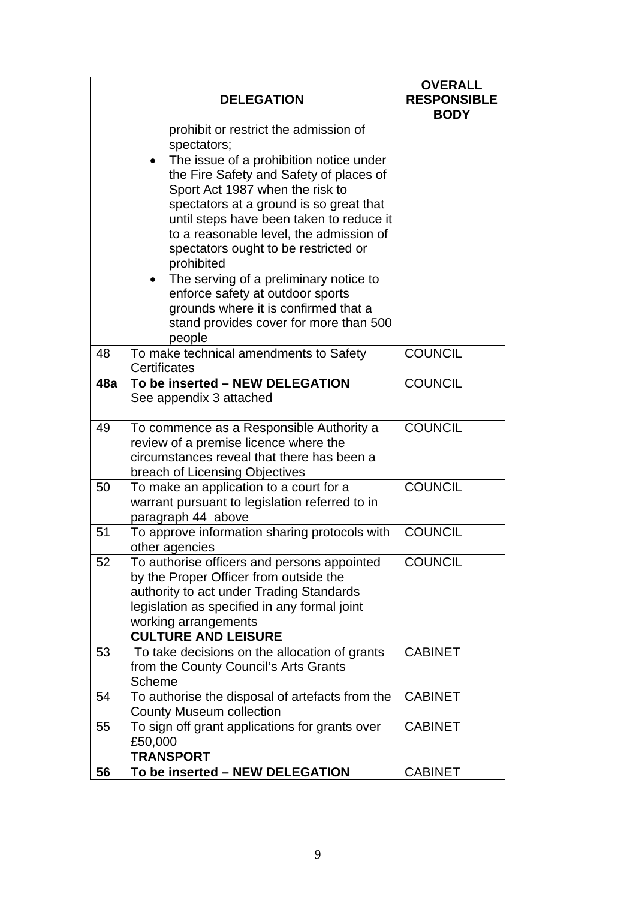| | **DELEGATION** | **OVERALL RESPONSIBLE BODY** |
|---|---|---|
| | prohibit or restrict the admission of spectators;<br>• The issue of a prohibition notice under the Fire Safety and Safety of places of Sport Act 1987 when the risk to spectators at a ground is so great that until steps have been taken to reduce it to a reasonable level, the admission of spectators ought to be restricted or prohibited<br>• The serving of a preliminary notice to enforce safety at outdoor sports grounds where it is confirmed that a stand provides cover for more than 500 people | |
| 48 | To make technical amendments to Safety Certificates | COUNCIL |
| **48a** | **To be inserted – NEW DELEGATION**<br>See appendix 3 attached | COUNCIL |
| 49 | To commence as a Responsible Authority a review of a premise licence where the circumstances reveal that there has been a breach of Licensing Objectives | COUNCIL |
| 50 | To make an application to a court for a warrant pursuant to legislation referred to in paragraph 44 above | COUNCIL |
| 51 | To approve information sharing protocols with other agencies | COUNCIL |
| 52 | To authorise officers and persons appointed by the Proper Officer from outside the authority to act under Trading Standards legislation as specified in any formal joint working arrangements | COUNCIL |
| | **CULTURE AND LEISURE** | |
| 53 | To take decisions on the allocation of grants from the County Council's Arts Grants Scheme | CABINET |
| 54 | To authorise the disposal of artefacts from the County Museum collection | CABINET |
| 55 | To sign off grant applications for grants over £50,000 | CABINET |
| | **TRANSPORT** | |
| **56** | **To be inserted – NEW DELEGATION** | CABINET |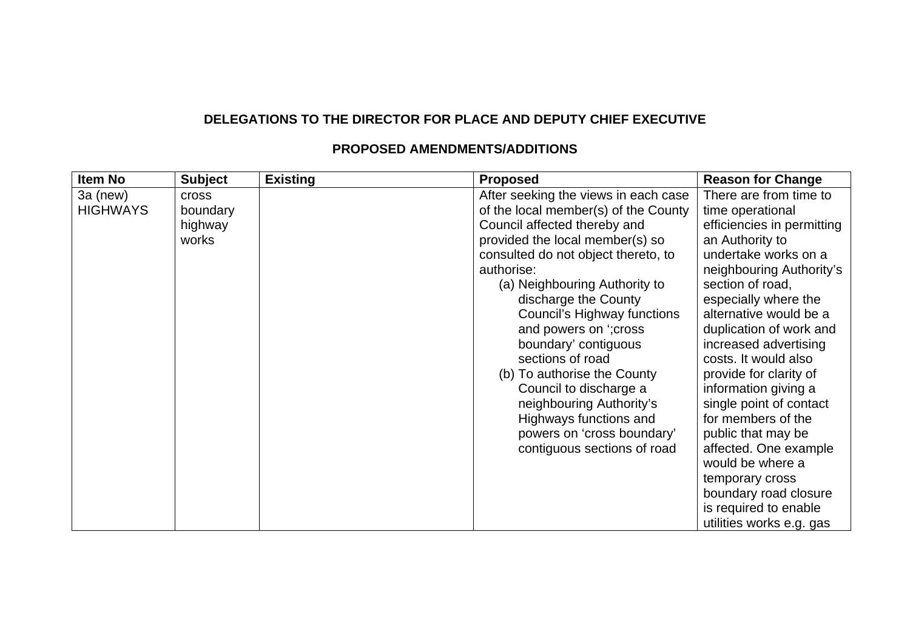**DELEGATIONS TO THE DIRECTOR FOR PLACE AND DEPUTY CHIEF EXECUTIVE**

**PROPOSED AMENDMENTS/ADDITIONS**

| Item No | Subject | Existing | Proposed | Reason for Change |
|---|---|---|---|---|
| 3a (new) HIGHWAYS | cross boundary highway works | | After seeking the views in each case of the local member(s) of the County Council affected thereby and provided the local member(s) so consulted do not object thereto, to authorise:<br>(a) Neighbouring Authority to discharge the County Council's Highway functions and powers on ';cross boundary' contiguous sections of road<br>(b) To authorise the County Council to discharge a neighbouring Authority's Highways functions and powers on 'cross boundary' contiguous sections of road | There are from time to time operational efficiencies in permitting an Authority to undertake works on a neighbouring Authority's section of road, especially where the alternative would be a duplication of work and increased advertising costs. It would also provide for clarity of information giving a single point of contact for members of the public that may be affected. One example would be where a temporary cross boundary road closure is required to enable utilities works e.g. gas |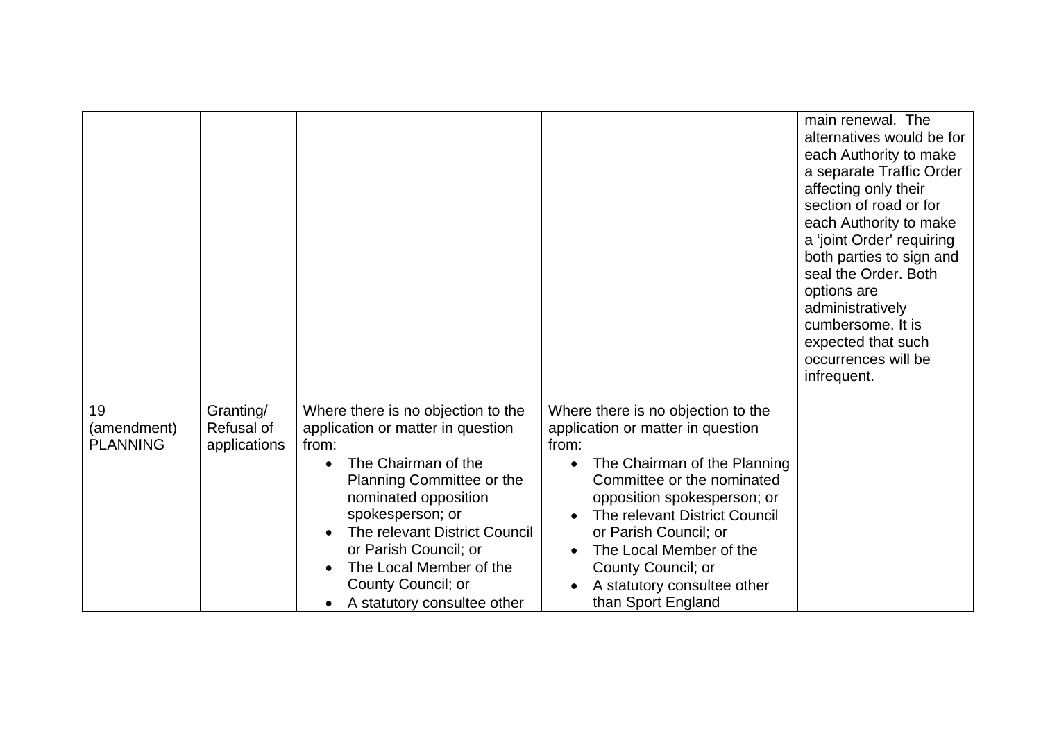| | | | | |
|---|---|---|---|---|
| | | | | main renewal. The alternatives would be for each Authority to make a separate Traffic Order affecting only their section of road or for each Authority to make a 'joint Order' requiring both parties to sign and seal the Order. Both options are administratively cumbersome. It is expected that such occurrences will be infrequent. |
| 19 (amendment) PLANNING | Granting/ Refusal of applications | Where there is no objection to the application or matter in question from:<br>• The Chairman of the Planning Committee or the nominated opposition spokesperson; or<br>• The relevant District Council or Parish Council; or<br>• The Local Member of the County Council; or<br>• A statutory consultee other | Where there is no objection to the application or matter in question from:<br>• The Chairman of the Planning Committee or the nominated opposition spokesperson; or<br>• The relevant District Council or Parish Council; or<br>• The Local Member of the County Council; or<br>• A statutory consultee other than Sport England | |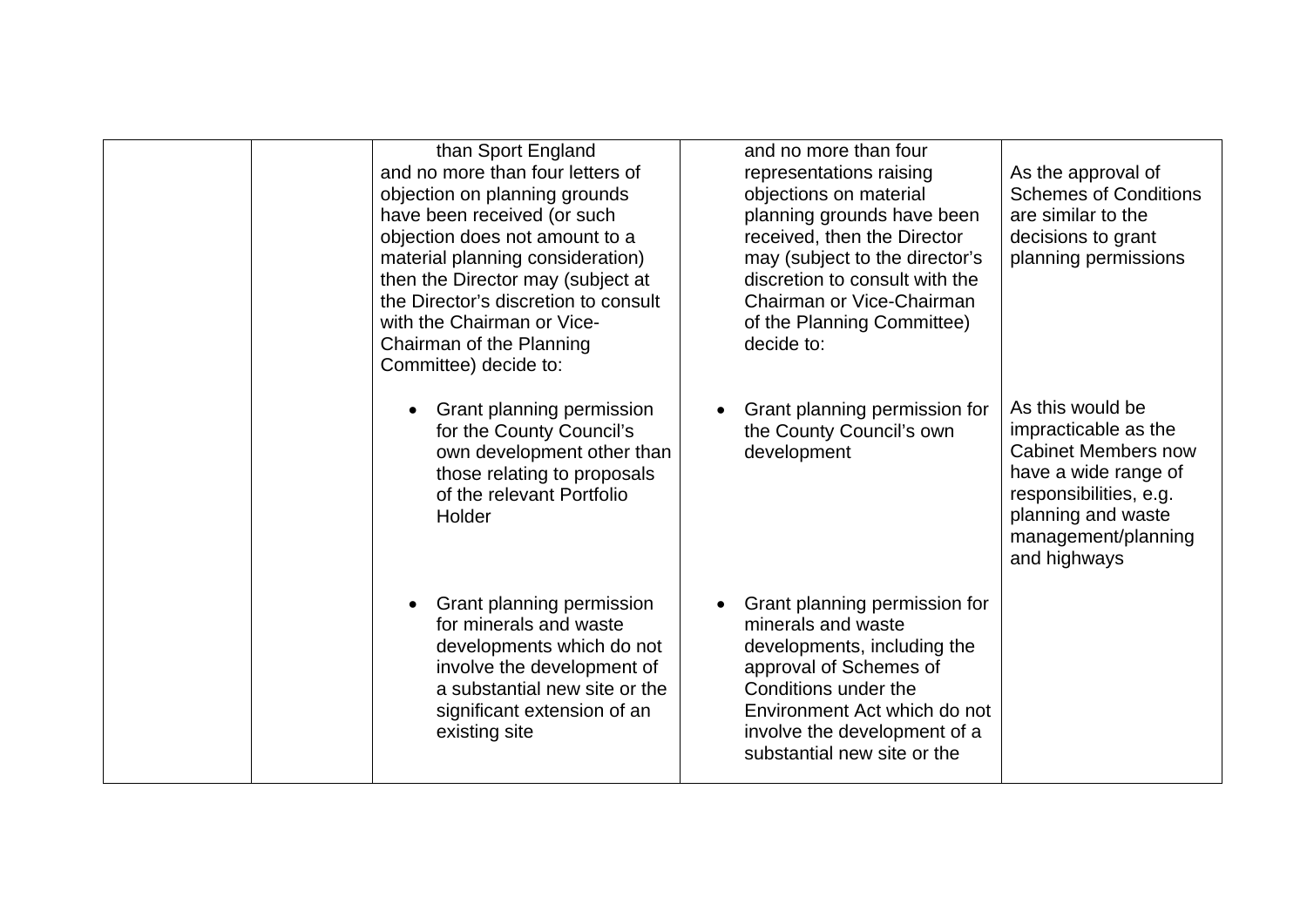| | | | | |
|---|---|---|---|---|
| | | than Sport England and no more than four letters of objection on planning grounds have been received (or such objection does not amount to a material planning consideration) then the Director may (subject at the Director's discretion to consult with the Chairman or Vice-Chairman of the Planning Committee) decide to: | and no more than four representations raising objections on material planning grounds have been received, then the Director may (subject to the director's discretion to consult with the Chairman or Vice-Chairman of the Planning Committee) decide to: | As the approval of Schemes of Conditions are similar to the decisions to grant planning permissions |
| | | • Grant planning permission for the County Council's own development other than those relating to proposals of the relevant Portfolio Holder | • Grant planning permission for the County Council's own development | As this would be impracticable as the Cabinet Members now have a wide range of responsibilities, e.g. planning and waste management/planning and highways |
| | | • Grant planning permission for minerals and waste developments which do not involve the development of a substantial new site or the significant extension of an existing site | • Grant planning permission for minerals and waste developments, including the approval of Schemes of Conditions under the Environment Act which do not involve the development of a substantial new site or the | |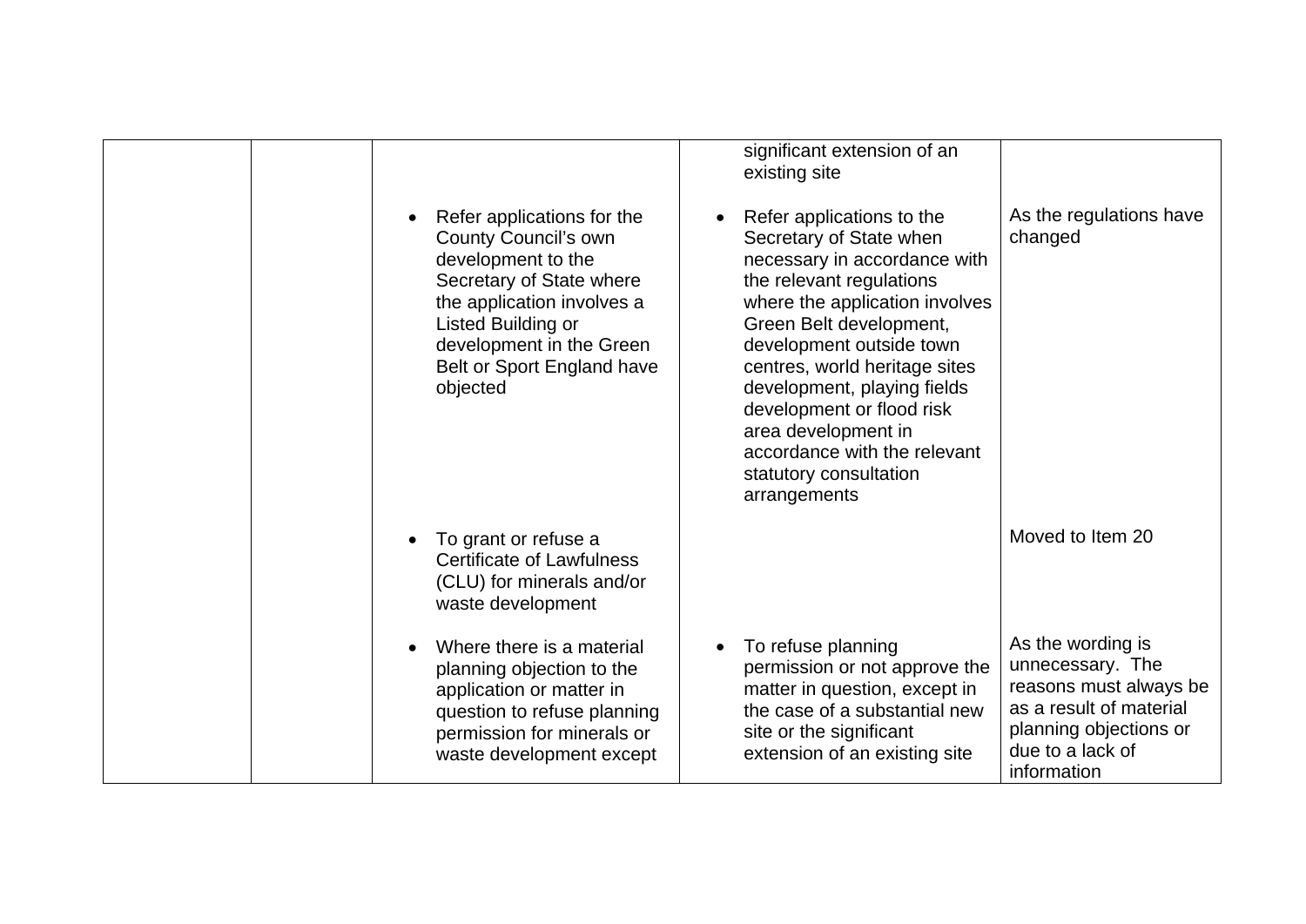| | | | | |
|---|---|---|---|---|
| | | | significant extension of an existing site | |
| | | • Refer applications for the County Council's own development to the Secretary of State where the application involves a Listed Building or development in the Green Belt or Sport England have objected | • Refer applications to the Secretary of State when necessary in accordance with the relevant regulations where the application involves Green Belt development, development outside town centres, world heritage sites development, playing fields development or flood risk area development in accordance with the relevant statutory consultation arrangements | As the regulations have changed |
| | | • To grant or refuse a Certificate of Lawfulness (CLU) for minerals and/or waste development | | Moved to Item 20 |
| | | • Where there is a material planning objection to the application or matter in question to refuse planning permission for minerals or waste development except | • To refuse planning permission or not approve the matter in question, except in the case of a substantial new site or the significant extension of an existing site | As the wording is unnecessary. The reasons must always be as a result of material planning objections or due to a lack of information |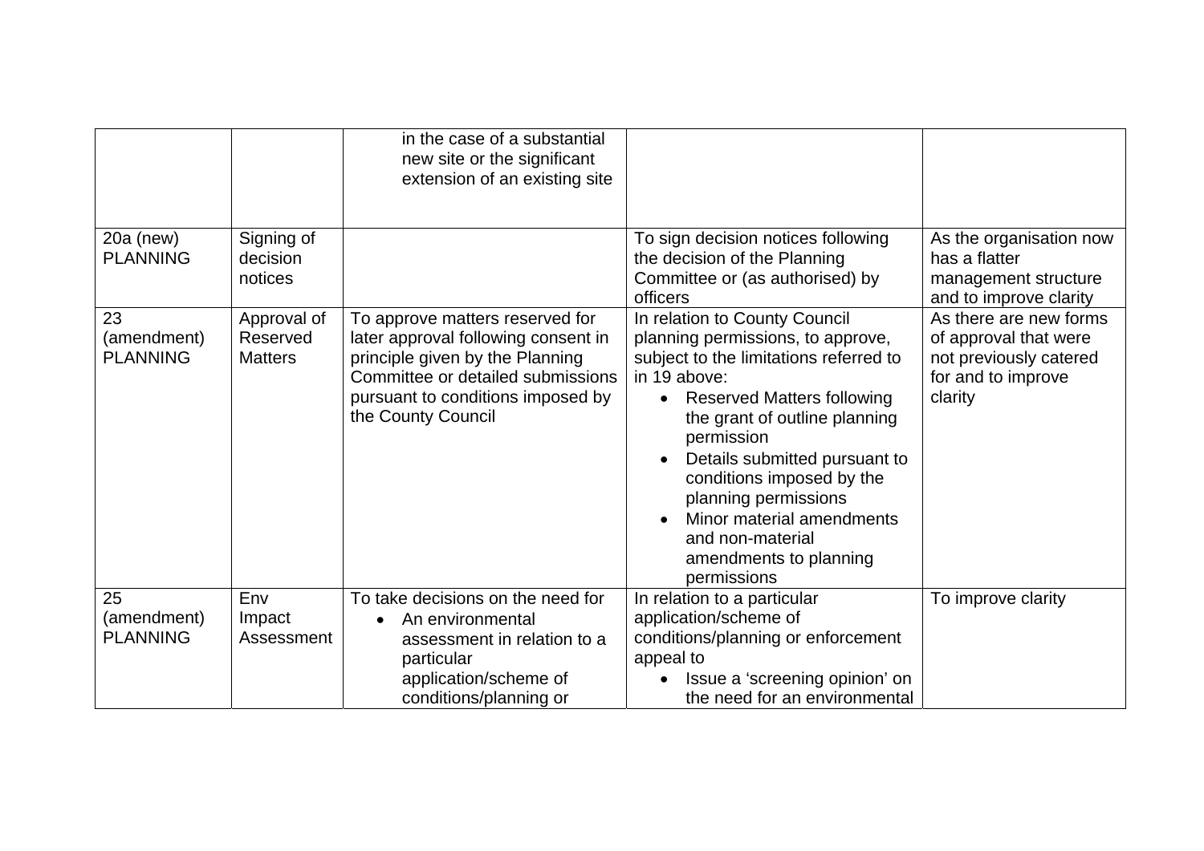| | | | | |
|---|---|---|---|---|
| | | in the case of a substantial new site or the significant extension of an existing site | | |
| 20a (new) PLANNING | Signing of decision notices | | To sign decision notices following the decision of the Planning Committee or (as authorised) by officers | As the organisation now has a flatter management structure and to improve clarity |
| 23 (amendment) PLANNING | Approval of Reserved Matters | To approve matters reserved for later approval following consent in principle given by the Planning Committee or detailed submissions pursuant to conditions imposed by the County Council | In relation to County Council planning permissions, to approve, subject to the limitations referred to in 19 above:<br>• Reserved Matters following the grant of outline planning permission<br>• Details submitted pursuant to conditions imposed by the planning permissions<br>• Minor material amendments and non-material amendments to planning permissions | As there are new forms of approval that were not previously catered for and to improve clarity |
| 25 (amendment) PLANNING | Env Impact Assessment | To take decisions on the need for<br>• An environmental assessment in relation to a particular application/scheme of conditions/planning or | In relation to a particular application/scheme of conditions/planning or enforcement appeal to<br>• Issue a 'screening opinion' on the need for an environmental | To improve clarity |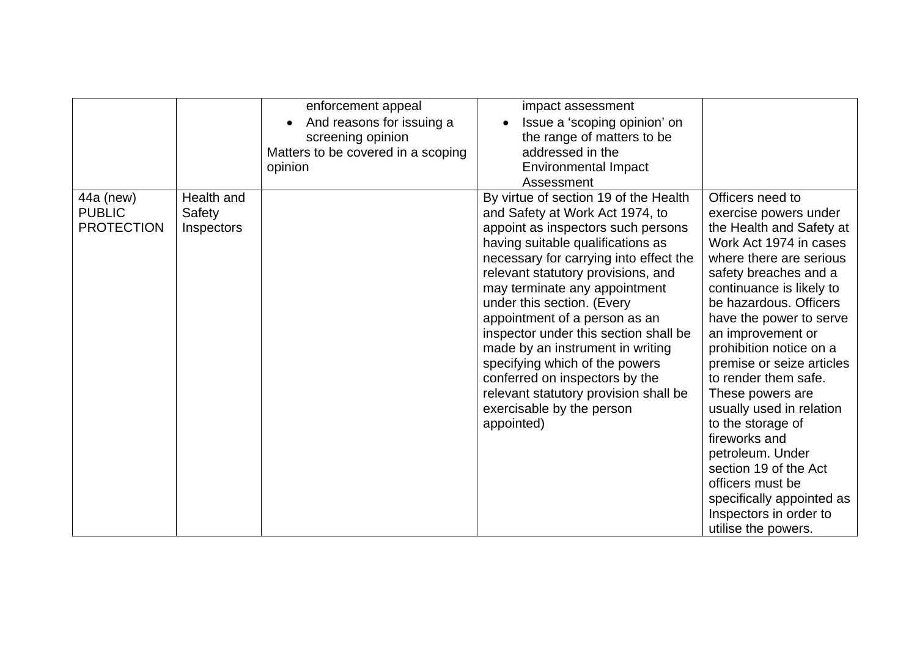| | | | | |
|---|---|---|---|---|
| | | enforcement appeal<br>• And reasons for issuing a screening opinion<br>Matters to be covered in a scoping opinion | impact assessment<br>• Issue a 'scoping opinion' on the range of matters to be addressed in the Environmental Impact Assessment | |
| 44a (new) PUBLIC PROTECTION | Health and Safety Inspectors | | By virtue of section 19 of the Health and Safety at Work Act 1974, to appoint as inspectors such persons having suitable qualifications as necessary for carrying into effect the relevant statutory provisions, and may terminate any appointment under this section. (Every appointment of a person as an inspector under this section shall be made by an instrument in writing specifying which of the powers conferred on inspectors by the relevant statutory provision shall be exercisable by the person appointed) | Officers need to exercise powers under the Health and Safety at Work Act 1974 in cases where there are serious safety breaches and a continuance is likely to be hazardous. Officers have the power to serve an improvement or prohibition notice on a premise or seize articles to render them safe. These powers are usually used in relation to the storage of fireworks and petroleum. Under section 19 of the Act officers must be specifically appointed as Inspectors in order to utilise the powers. |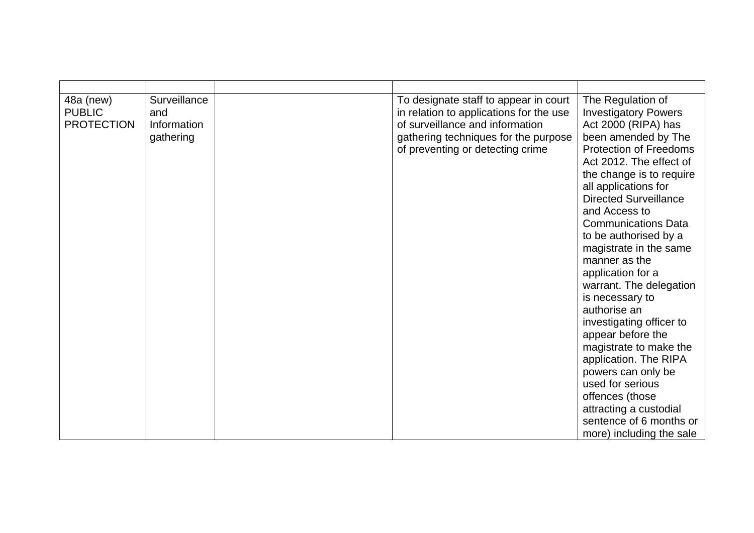| | | | | |
|---|---|---|---|---|
| 48a (new) PUBLIC PROTECTION | Surveillance and Information gathering | | To designate staff to appear in court in relation to applications for the use of surveillance and information gathering techniques for the purpose of preventing or detecting crime | The Regulation of Investigatory Powers Act 2000 (RIPA) has been amended by The Protection of Freedoms Act 2012. The effect of the change is to require all applications for Directed Surveillance and Access to Communications Data to be authorised by a magistrate in the same manner as the application for a warrant. The delegation is necessary to authorise an investigating officer to appear before the magistrate to make the application. The RIPA powers can only be used for serious offences (those attracting a custodial sentence of 6 months or more) including the sale |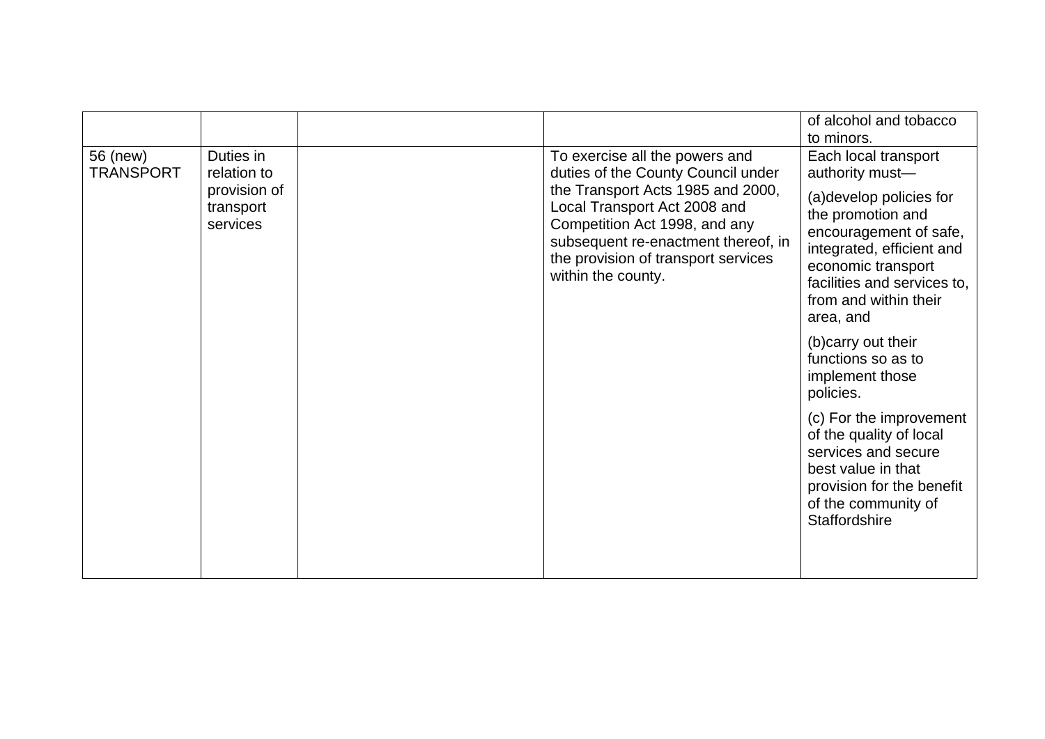| | | | | |
|---|---|---|---|---|
| | | | | of alcohol and tobacco to minors. |
| 56 (new) TRANSPORT | Duties in relation to provision of transport services | | To exercise all the powers and duties of the County Council under the Transport Acts 1985 and 2000, Local Transport Act 2008 and Competition Act 1998, and any subsequent re-enactment thereof, in the provision of transport services within the county. | Each local transport authority must—<br><br>(a)develop policies for the promotion and encouragement of safe, integrated, efficient and economic transport facilities and services to, from and within their area, and<br><br>(b)carry out their functions so as to implement those policies.<br><br>(c) For the improvement of the quality of local services and secure best value in that provision for the benefit of the community of Staffordshire |